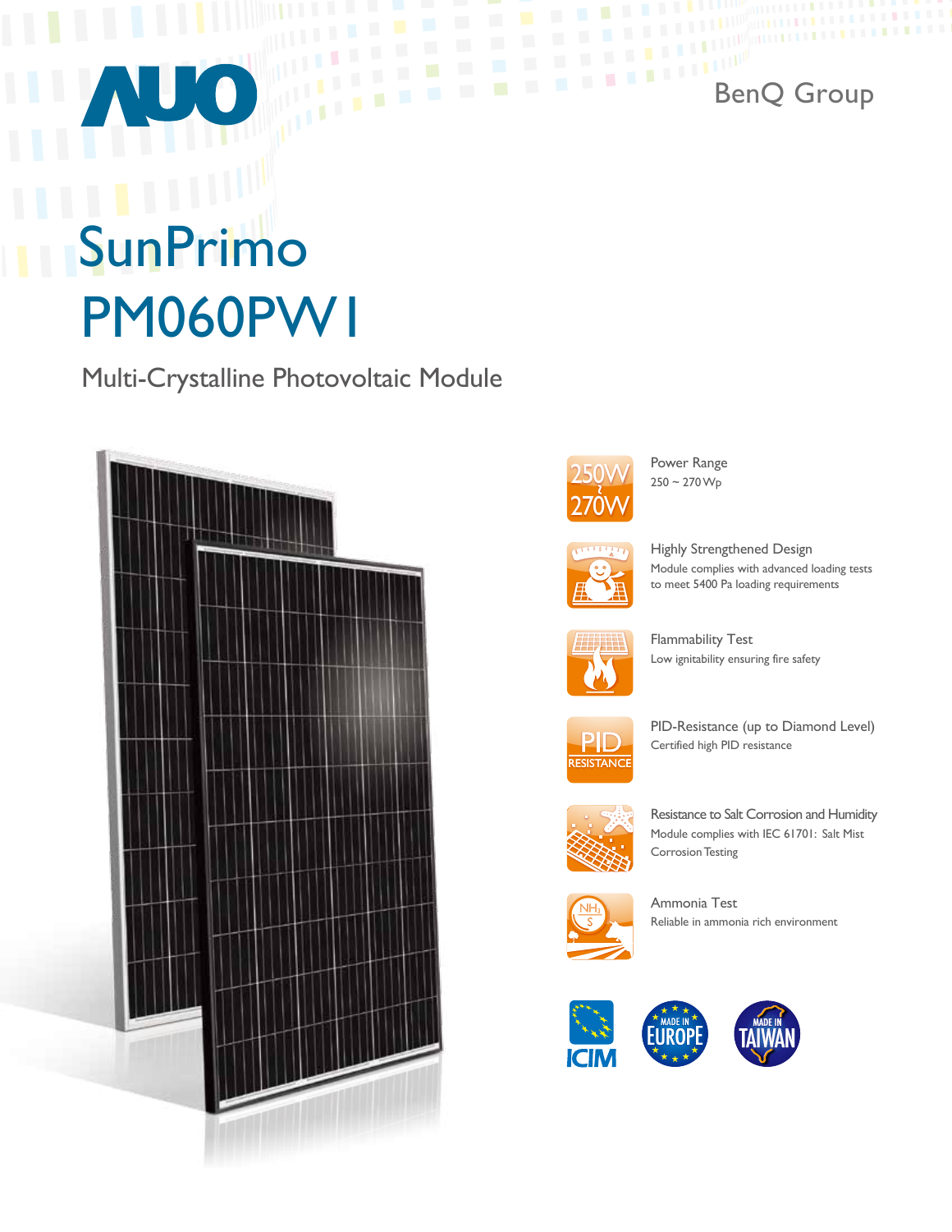AUO

BenQ Group

# SunPrimo PM060PW1

## Multi-Crystalline Photovoltaic Module

### Power Range
250 ~ 270 Wp

### Highly Strengthened Design
Module complies with advanced loading tests to meet 5400 Pa loading requirements

### Flammability Test
Low ignitability ensuring fire safety

### PID-Resistance (up to Diamond Level)
Certified high PID resistance

### Resistance to Salt Corrosion and Humidity
Module complies with IEC 61701: Salt Mist Corrosion Testing

### Ammonia Test
Reliable in ammonia rich environment

ICIM

MADE IN EUROPE

MADE IN TAIWAN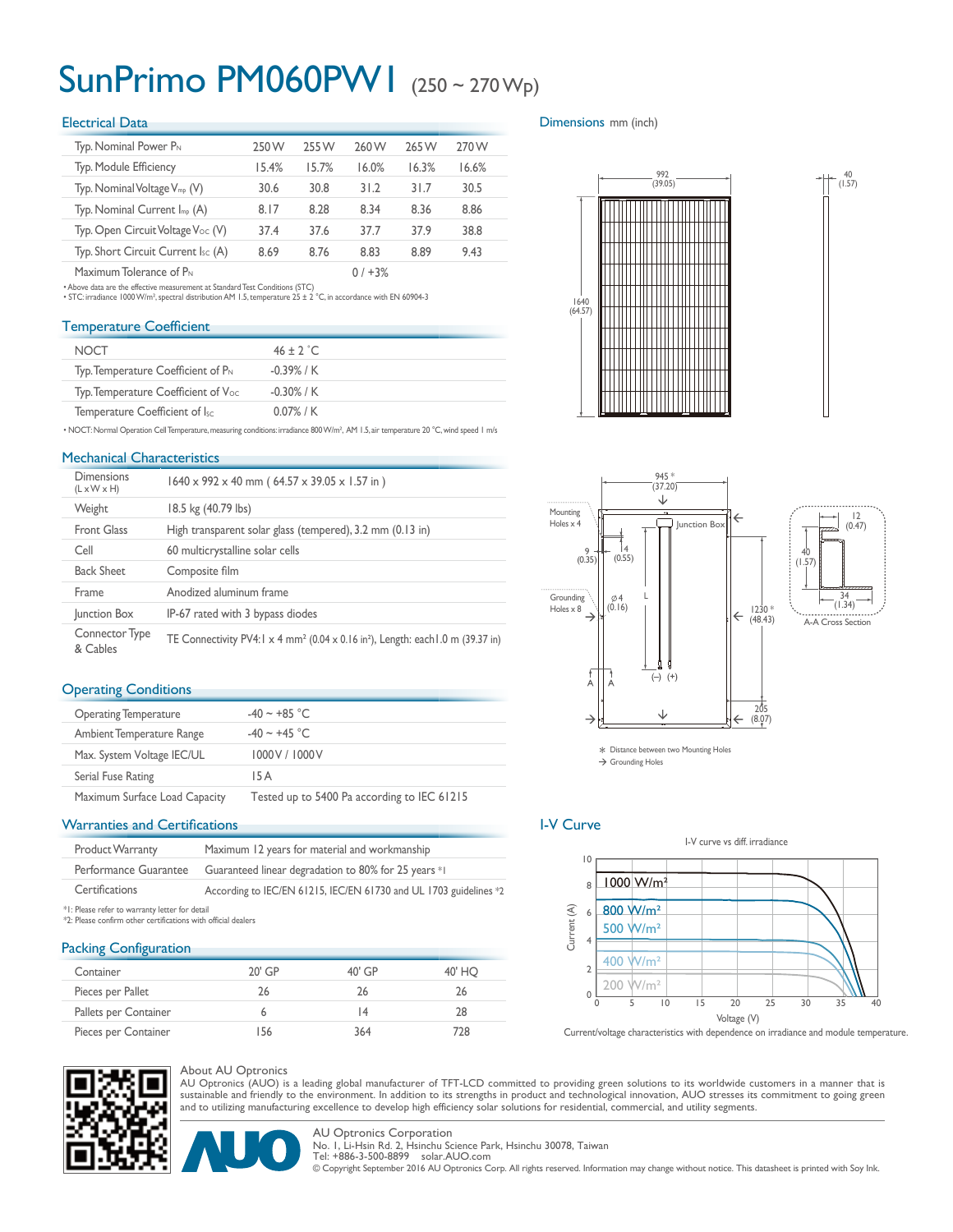# SunPrimo PM060PW1 (250 ~ 270 Wp)

## Electrical Data

| | | | | | |
|---|---|---|---|---|---|
| Typ. Nominal Power $P_N$ | 250 W | 255 W | 260 W | 265 W | 270 W |
| Typ. Module Efficiency | 15.4% | 15.7% | 16.0% | 16.3% | 16.6% |
| Typ. Nominal Voltage $V_{mp}$ (V) | 30.6 | 30.8 | 31.2 | 31.7 | 30.5 |
| Typ. Nominal Current $I_{mp}$ (A) | 8.17 | 8.28 | 8.34 | 8.36 | 8.86 |
| Typ. Open Circuit Voltage $V_{OC}$ (V) | 37.4 | 37.6 | 37.7 | 37.9 | 38.8 |
| Typ. Short Circuit Current $I_{SC}$ (A) | 8.69 | 8.76 | 8.83 | 8.89 | 9.43 |
| Maximum Tolerance of $P_N$ | | | 0 / +3% | | |

• Above data are the effective measurement at Standard Test Conditions (STC)
• STC: irradiance 1000 W/m², spectral distribution AM 1.5, temperature 25 ± 2 °C, in accordance with EN 60904-3

## Temperature Coefficient

| | |
|---|---|
| NOCT | 46 ± 2 °C |
| Typ. Temperature Coefficient of $P_N$ | -0.39% / K |
| Typ. Temperature Coefficient of $V_{OC}$ | -0.30% / K |
| Temperature Coefficient of $I_{SC}$ | 0.07% / K |

• NOCT: Normal Operation Cell Temperature, measuring conditions: irradiance 800 W/m², AM 1.5, air temperature 20 °C, wind speed 1 m/s

## Mechanical Characteristics

| | |
|---|---|
| Dimensions (L x W x H) | 1640 x 992 x 40 mm ( 64.57 x 39.05 x 1.57 in ) |
| Weight | 18.5 kg (40.79 lbs) |
| Front Glass | High transparent solar glass (tempered), 3.2 mm (0.13 in) |
| Cell | 60 multicrystalline solar cells |
| Back Sheet | Composite film |
| Frame | Anodized aluminum frame |
| Junction Box | IP-67 rated with 3 bypass diodes |
| Connector Type & Cables | TE Connectivity PV4: 1 x 4 mm² (0.04 x 0.16 in²), Length: each 1.0 m (39.37 in) |

## Operating Conditions

| | |
|---|---|
| Operating Temperature | -40 ~ +85 °C |
| Ambient Temperature Range | -40 ~ +45 °C |
| Max. System Voltage IEC/UL | 1000 V / 1000 V |
| Serial Fuse Rating | 15 A |
| Maximum Surface Load Capacity | Tested up to 5400 Pa according to IEC 61215 |

## Warranties and Certifications

| | |
|---|---|
| Product Warranty | Maximum 12 years for material and workmanship |
| Performance Guarantee | Guaranteed linear degradation to 80% for 25 years *1 |
| Certifications | According to IEC/EN 61215, IEC/EN 61730 and UL 1703 guidelines *2 |

*1: Please refer to warranty letter for detail
*2: Please confirm other certifications with official dealers

## Packing Configuration

| Container | 20' GP | 40' GP | 40' HQ |
|---|---|---|---|
| Pieces per Pallet | 26 | 26 | 26 |
| Pallets per Container | 6 | 14 | 28 |
| Pieces per Container | 156 | 364 | 728 |

## Dimensions mm (inch)

992 (39.05)
40 (1.57)
1640 (64.57)

945 * (37.20)
Mounting Holes x 4
Junction Box
9 (0.35)
14 (0.55)
Grounding Holes x 8
Ø 4 (0.16)
L
1230 * (48.43)
(–) (+)
A A
205 (8.07)
12 (0.47)
40 (1.57)
34 (1.34)
A-A Cross Section

* Distance between two Mounting Holes
→ Grounding Holes

## I-V Curve

I-V curve vs diff. irradiance

1000 W/m²
800 W/m²
500 W/m²
400 W/m²
200 W/m²

Current (A)
Voltage (V)

Current/voltage characteristics with dependence on irradiance and module temperature.

About AU Optronics
AU Optronics (AUO) is a leading global manufacturer of TFT-LCD committed to providing green solutions to its worldwide customers in a manner that is sustainable and friendly to the environment. In addition to its strengths in product and technological innovation, AUO stresses its commitment to going green and to utilizing manufacturing excellence to develop high efficiency solar solutions for residential, commercial, and utility segments.

AUO

AU Optronics Corporation
No. 1, Li-Hsin Rd. 2, Hsinchu Science Park, Hsinchu 30078, Taiwan
Tel: +886-3-500-8899 solar.AUO.com
© Copyright September 2016 AU Optronics Corp. All rights reserved. Information may change without notice. This datasheet is printed with Soy Ink.